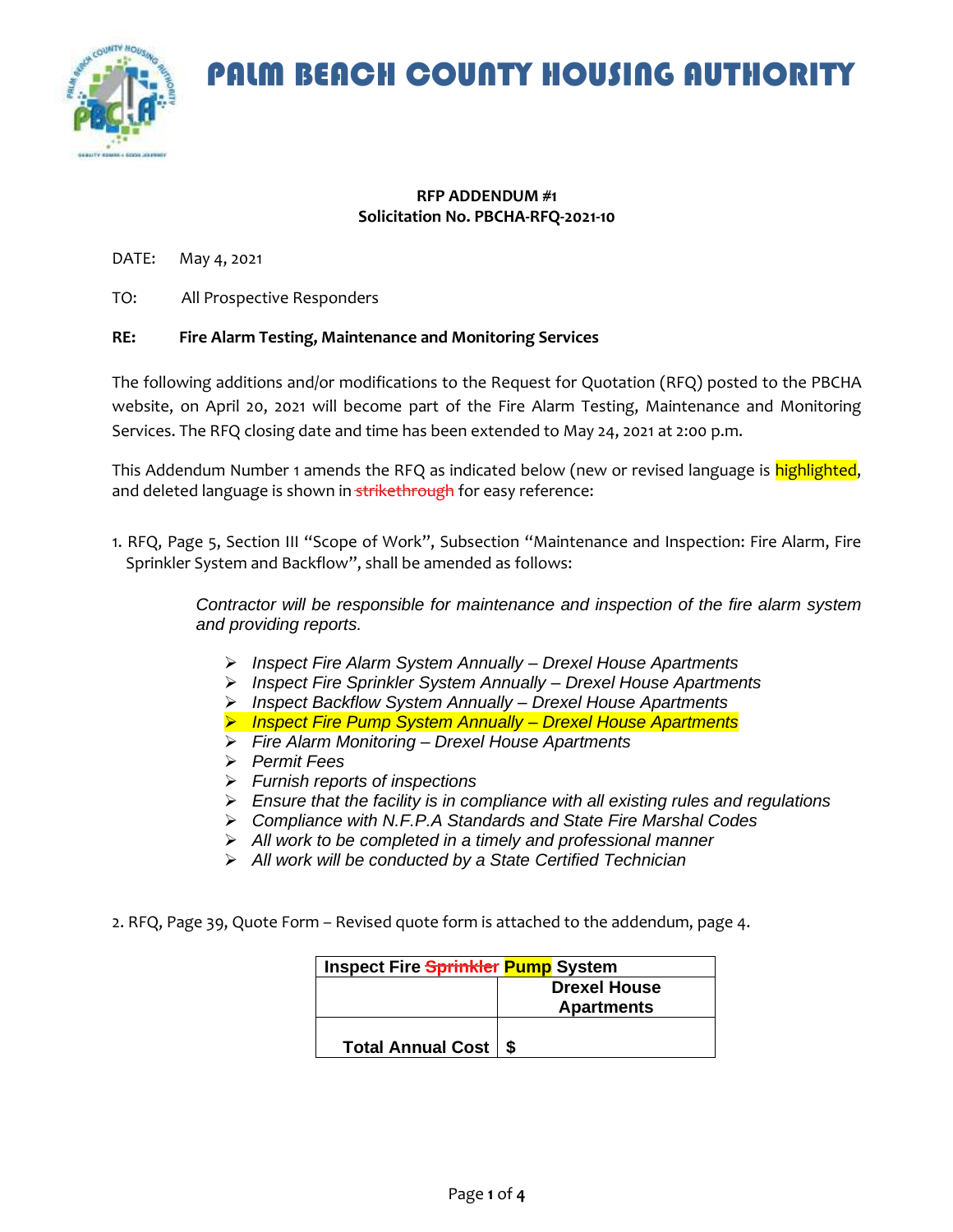# PALM BEACH COUNTY HOUSING AUTHORITY

**RFP ADDENDUM #1**
**Solicitation No. PBCHA-RFQ-2021-10**

DATE: May 4, 2021

TO: All Prospective Responders

**RE: Fire Alarm Testing, Maintenance and Monitoring Services**

The following additions and/or modifications to the Request for Quotation (RFQ) posted to the PBCHA website, on April 20, 2021 will become part of the Fire Alarm Testing, Maintenance and Monitoring Services. The RFQ closing date and time has been extended to May 24, 2021 at 2:00 p.m.

This Addendum Number 1 amends the RFQ as indicated below (new or revised language is highlighted, and deleted language is shown in ~~strikethrough~~ for easy reference:

1. RFQ, Page 5, Section III "Scope of Work", Subsection "Maintenance and Inspection: Fire Alarm, Fire Sprinkler System and Backflow", shall be amended as follows:

*Contractor will be responsible for maintenance and inspection of the fire alarm system and providing reports.*

- *Inspect Fire Alarm System Annually – Drexel House Apartments*
- *Inspect Fire Sprinkler System Annually – Drexel House Apartments*
- *Inspect Backflow System Annually – Drexel House Apartments*
- *Inspect Fire Pump System Annually – Drexel House Apartments*
- *Fire Alarm Monitoring – Drexel House Apartments*
- *Permit Fees*
- *Furnish reports of inspections*
- *Ensure that the facility is in compliance with all existing rules and regulations*
- *Compliance with N.F.P.A Standards and State Fire Marshal Codes*
- *All work to be completed in a timely and professional manner*
- *All work will be conducted by a State Certified Technician*

2. RFQ, Page 39, Quote Form – Revised quote form is attached to the addendum, page 4.

| **Inspect Fire ~~Sprinkler~~ Pump System** | |
|---|---|
| | **Drexel House Apartments** |
| **Total Annual Cost** | **$** |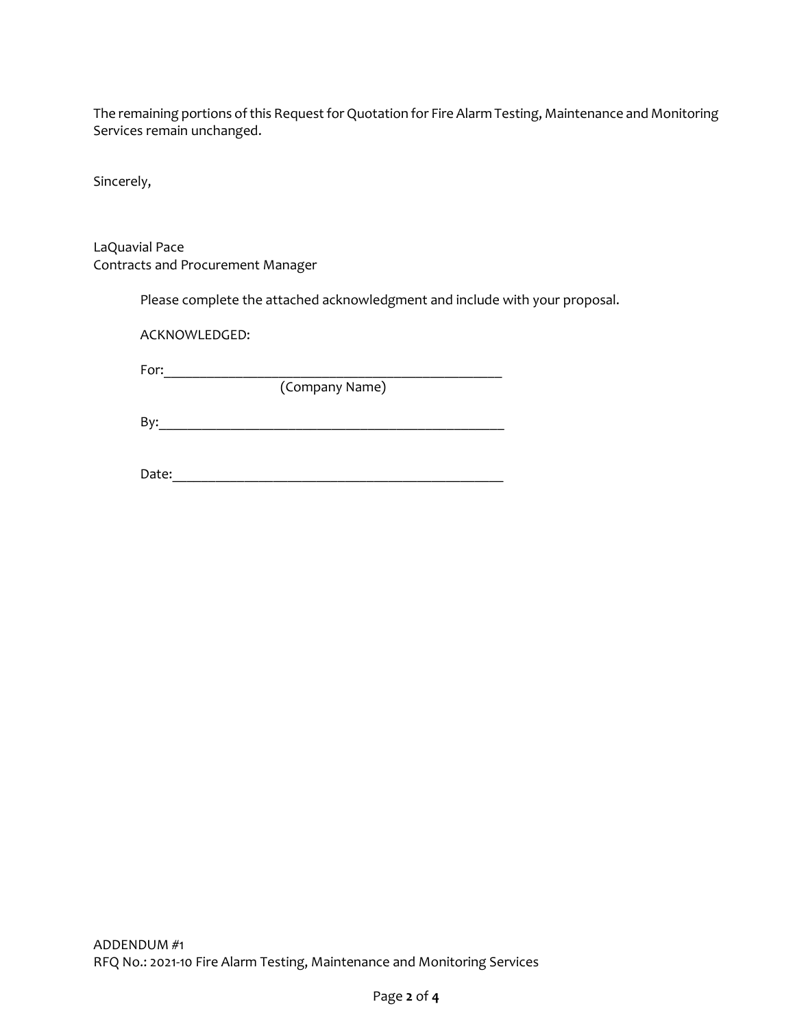The remaining portions of this Request for Quotation for Fire Alarm Testing, Maintenance and Monitoring Services remain unchanged.

Sincerely,

LaQuavial Pace
Contracts and Procurement Manager

Please complete the attached acknowledgment and include with your proposal.

ACKNOWLEDGED:

For:_______________________________________________
(Company Name)

By:________________________________________________

Date:______________________________________________

ADDENDUM #1
RFQ No.: 2021-10 Fire Alarm Testing, Maintenance and Monitoring Services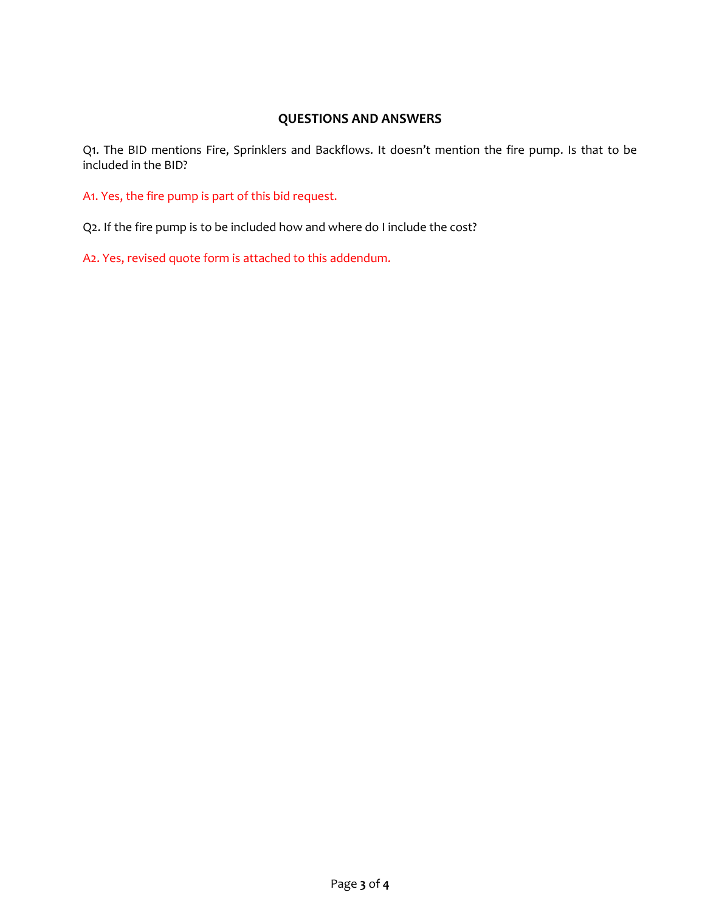## QUESTIONS AND ANSWERS

Q1. The BID mentions Fire, Sprinklers and Backflows. It doesn't mention the fire pump. Is that to be included in the BID?

A1. Yes, the fire pump is part of this bid request.

Q2. If the fire pump is to be included how and where do I include the cost?

A2. Yes, revised quote form is attached to this addendum.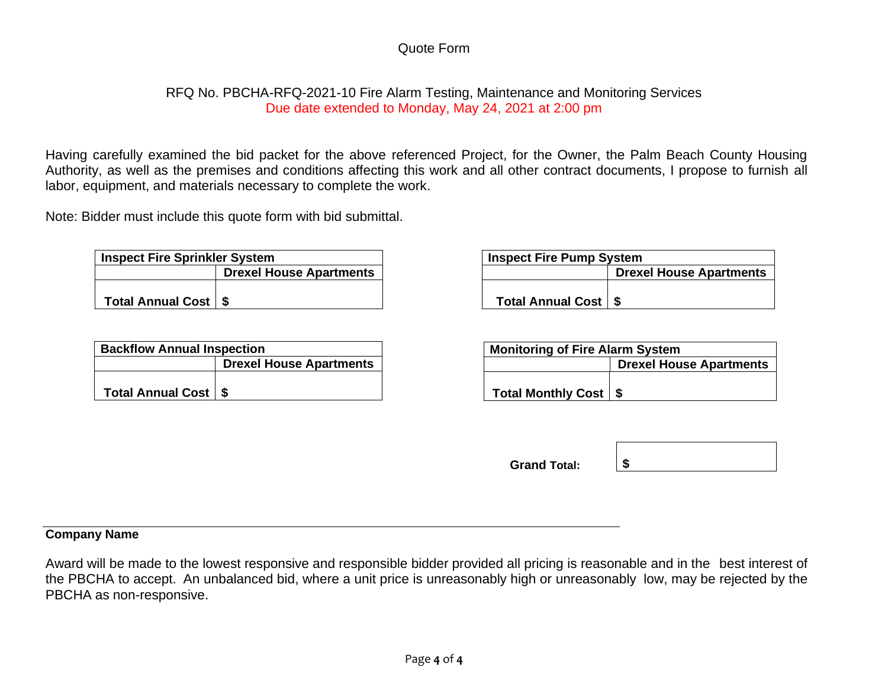# Quote Form

## RFQ No. PBCHA-RFQ-2021-10 Fire Alarm Testing, Maintenance and Monitoring Services

Due date extended to Monday, May 24, 2021 at 2:00 pm

Having carefully examined the bid packet for the above referenced Project, for the Owner, the Palm Beach County Housing Authority, as well as the premises and conditions affecting this work and all other contract documents, I propose to furnish all labor, equipment, and materials necessary to complete the work.

Note: Bidder must include this quote form with bid submittal.

| **Inspect Fire Sprinkler System** | |
|---|---|
| | **Drexel House Apartments** |
| **Total Annual Cost** | **$** |

| **Inspect Fire Pump System** | |
|---|---|
| | **Drexel House Apartments** |
| **Total Annual Cost** | **$** |

| **Backflow Annual Inspection** | |
|---|---|
| | **Drexel House Apartments** |
| **Total Annual Cost** | **$** |

| **Monitoring of Fire Alarm System** | |
|---|---|
| | **Drexel House Apartments** |
| **Total Monthly Cost** | **$** |

| | |
|---|---|
| **Grand Total:** | **$** |

______________________________________________

**Company Name**

Award will be made to the lowest responsive and responsible bidder provided all pricing is reasonable and in the best interest of the PBCHA to accept. An unbalanced bid, where a unit price is unreasonably high or unreasonably low, may be rejected by the PBCHA as non-responsive.